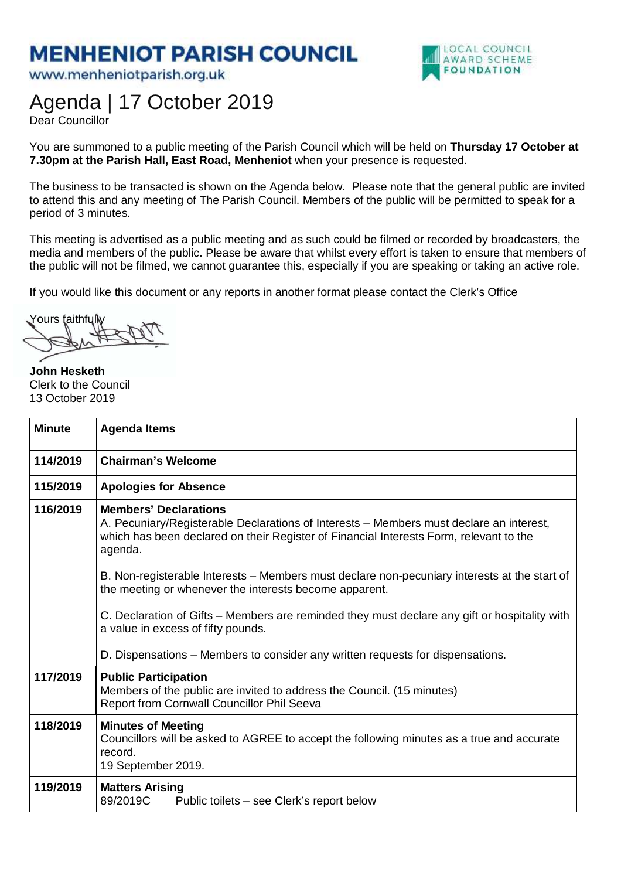# MENHENIOT PARISH COUNCIL

www.menheniotparish.org.uk

LOCAL COUNCIL AWARD SCHEME FOUNDATION

# Agenda | 17 October 2019

Dear Councillor

You are summoned to a public meeting of the Parish Council which will be held on **Thursday 17 October at 7.30pm at the Parish Hall, East Road, Menheniot** when your presence is requested.

The business to be transacted is shown on the Agenda below. Please note that the general public are invited to attend this and any meeting of The Parish Council. Members of the public will be permitted to speak for a period of 3 minutes.

This meeting is advertised as a public meeting and as such could be filmed or recorded by broadcasters, the media and members of the public. Please be aware that whilst every effort is taken to ensure that members of the public will not be filmed, we cannot guarantee this, especially if you are speaking or taking an active role.

If you would like this document or any reports in another format please contact the Clerk's Office

Yours faithfully

**John Hesketh**
Clerk to the Council
13 October 2019

| Minute | Agenda Items |
|---|---|
| 114/2019 | **Chairman's Welcome** |
| 115/2019 | **Apologies for Absence** |
| 116/2019 | **Members' Declarations**<br>A. Pecuniary/Registerable Declarations of Interests – Members must declare an interest, which has been declared on their Register of Financial Interests Form, relevant to the agenda.<br><br>B. Non-registerable Interests – Members must declare non-pecuniary interests at the start of the meeting or whenever the interests become apparent.<br><br>C. Declaration of Gifts – Members are reminded they must declare any gift or hospitality with a value in excess of fifty pounds.<br><br>D. Dispensations – Members to consider any written requests for dispensations. |
| 117/2019 | **Public Participation**<br>Members of the public are invited to address the Council. (15 minutes)<br>Report from Cornwall Councillor Phil Seeva |
| 118/2019 | **Minutes of Meeting**<br>Councillors will be asked to AGREE to accept the following minutes as a true and accurate record.<br>19 September 2019. |
| 119/2019 | **Matters Arising**<br>89/2019C Public toilets – see Clerk's report below |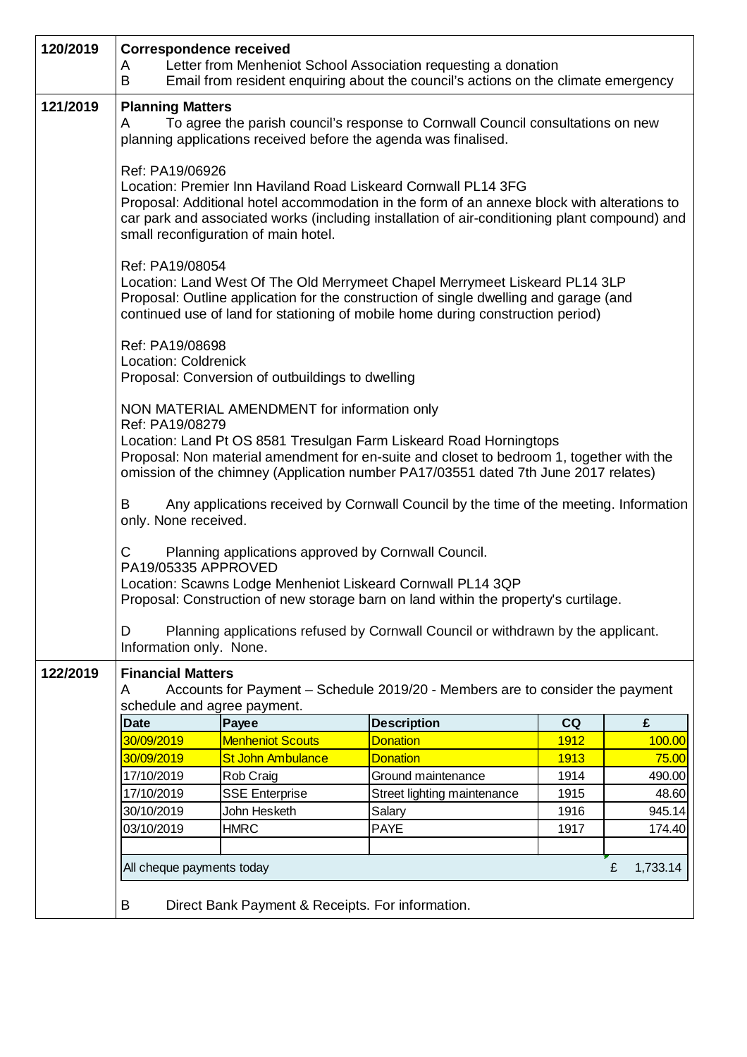| | |
|---|---|
| **120/2019** | **Correspondence received**<br>A Letter from Menheniot School Association requesting a donation<br>B Email from resident enquiring about the council's actions on the climate emergency |
| **121/2019** | **Planning Matters**<br>A To agree the parish council's response to Cornwall Council consultations on new planning applications received before the agenda was finalised.<br><br>Ref: PA19/06926<br>Location: Premier Inn Haviland Road Liskeard Cornwall PL14 3FG<br>Proposal: Additional hotel accommodation in the form of an annexe block with alterations to car park and associated works (including installation of air-conditioning plant compound) and small reconfiguration of main hotel.<br><br>Ref: PA19/08054<br>Location: Land West Of The Old Merrymeet Chapel Merrymeet Liskeard PL14 3LP<br>Proposal: Outline application for the construction of single dwelling and garage (and continued use of land for stationing of mobile home during construction period)<br><br>Ref: PA19/08698<br>Location: Coldrenick<br>Proposal: Conversion of outbuildings to dwelling<br><br>NON MATERIAL AMENDMENT for information only<br>Ref: PA19/08279<br>Location: Land Pt OS 8581 Tresulgan Farm Liskeard Road Horningtops<br>Proposal: Non material amendment for en-suite and closet to bedroom 1, together with the omission of the chimney (Application number PA17/03551 dated 7th June 2017 relates)<br><br>B Any applications received by Cornwall Council by the time of the meeting. Information only. None received.<br><br>C Planning applications approved by Cornwall Council.<br>PA19/05335 APPROVED<br>Location: Scawns Lodge Menheniot Liskeard Cornwall PL14 3QP<br>Proposal: Construction of new storage barn on land within the property's curtilage.<br><br>D Planning applications refused by Cornwall Council or withdrawn by the applicant. Information only. None. |
| **122/2019** | **Financial Matters**<br>A Accounts for Payment – Schedule 2019/20 - Members are to consider the payment schedule and agree payment. |

| Date | Payee | Description | CQ | £ |
|---|---|---|---|---|
| 30/09/2019 | Menheniot Scouts | Donation | 1912 | 100.00 |
| 30/09/2019 | St John Ambulance | Donation | 1913 | 75.00 |
| 17/10/2019 | Rob Craig | Ground maintenance | 1914 | 490.00 |
| 17/10/2019 | SSE Enterprise | Street lighting maintenance | 1915 | 48.60 |
| 30/10/2019 | John Hesketh | Salary | 1916 | 945.14 |
| 03/10/2019 | HMRC | PAYE | 1917 | 174.40 |
| | | | | |
| All cheque payments today | | | | £ 1,733.14 |

B Direct Bank Payment & Receipts. For information.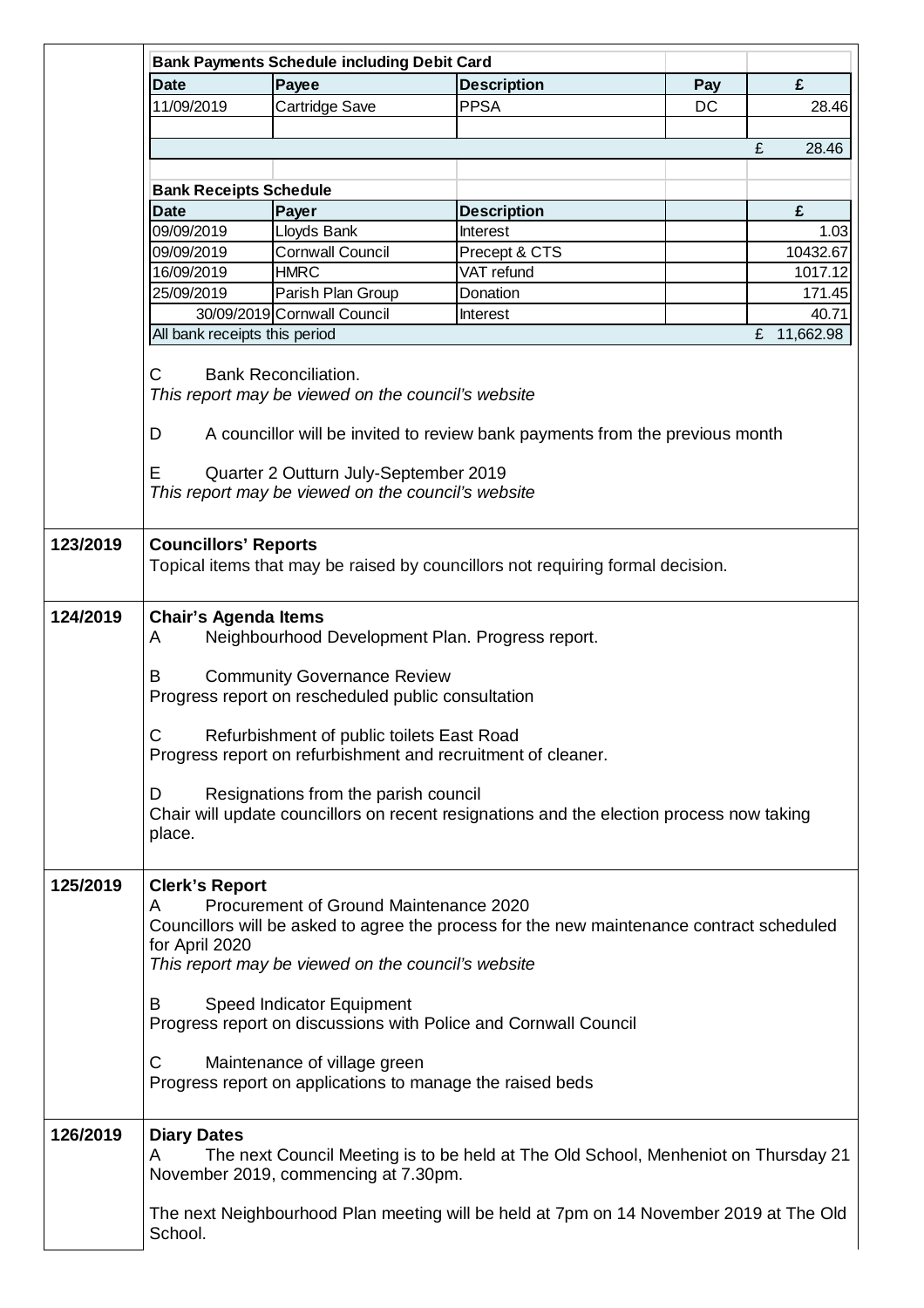**Bank Payments Schedule including Debit Card**

| Date | Payee | Description | Pay | £ |
|---|---|---|---|---|
| 11/09/2019 | Cartridge Save | PPSA | DC | 28.46 |
| | | | | |
| | | | | £ 28.46 |

**Bank Receipts Schedule**

| Date | Payer | Description | | £ |
|---|---|---|---|---|
| 09/09/2019 | Lloyds Bank | Interest | | 1.03 |
| 09/09/2019 | Cornwall Council | Precept & CTS | | 10432.67 |
| 16/09/2019 | HMRC | VAT refund | | 1017.12 |
| 25/09/2019 | Parish Plan Group | Donation | | 171.45 |
| 30/09/2019 | Cornwall Council | Interest | | 40.71 |
| All bank receipts this period | | | | £ 11,662.98 |

C Bank Reconciliation.
*This report may be viewed on the council's website*

D A councillor will be invited to review bank payments from the previous month

E Quarter 2 Outturn July-September 2019
*This report may be viewed on the council's website*

**123/2019 Councillors' Reports**

Topical items that may be raised by councillors not requiring formal decision.

**124/2019 Chair's Agenda Items**

A Neighbourhood Development Plan. Progress report.

B Community Governance Review
Progress report on rescheduled public consultation

C Refurbishment of public toilets East Road
Progress report on refurbishment and recruitment of cleaner.

D Resignations from the parish council
Chair will update councillors on recent resignations and the election process now taking place.

**125/2019 Clerk's Report**

A Procurement of Ground Maintenance 2020
Councillors will be asked to agree the process for the new maintenance contract scheduled for April 2020
*This report may be viewed on the council's website*

B Speed Indicator Equipment
Progress report on discussions with Police and Cornwall Council

C Maintenance of village green
Progress report on applications to manage the raised beds

**126/2019 Diary Dates**

A The next Council Meeting is to be held at The Old School, Menheniot on Thursday 21 November 2019, commencing at 7.30pm.

The next Neighbourhood Plan meeting will be held at 7pm on 14 November 2019 at The Old School.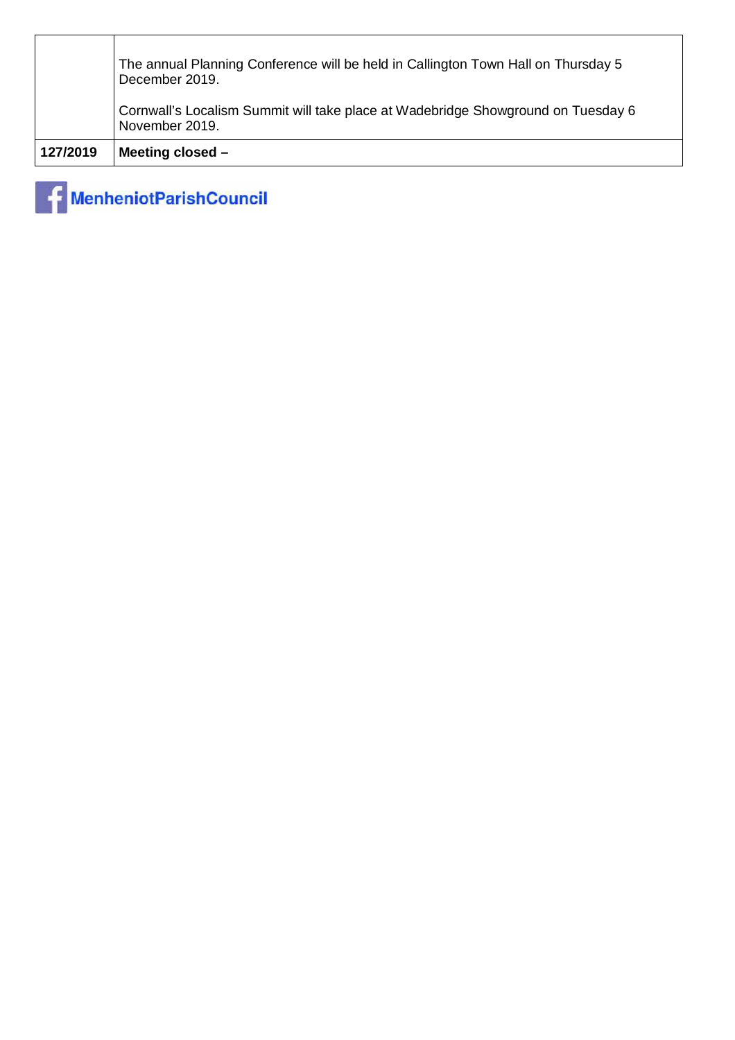| | |
|---|---|
| | The annual Planning Conference will be held in Callington Town Hall on Thursday 5 December 2019.<br><br>Cornwall's Localism Summit will take place at Wadebridge Showground on Tuesday 6 November 2019. |
| **127/2019** | **Meeting closed –** |

MenheniotParishCouncil